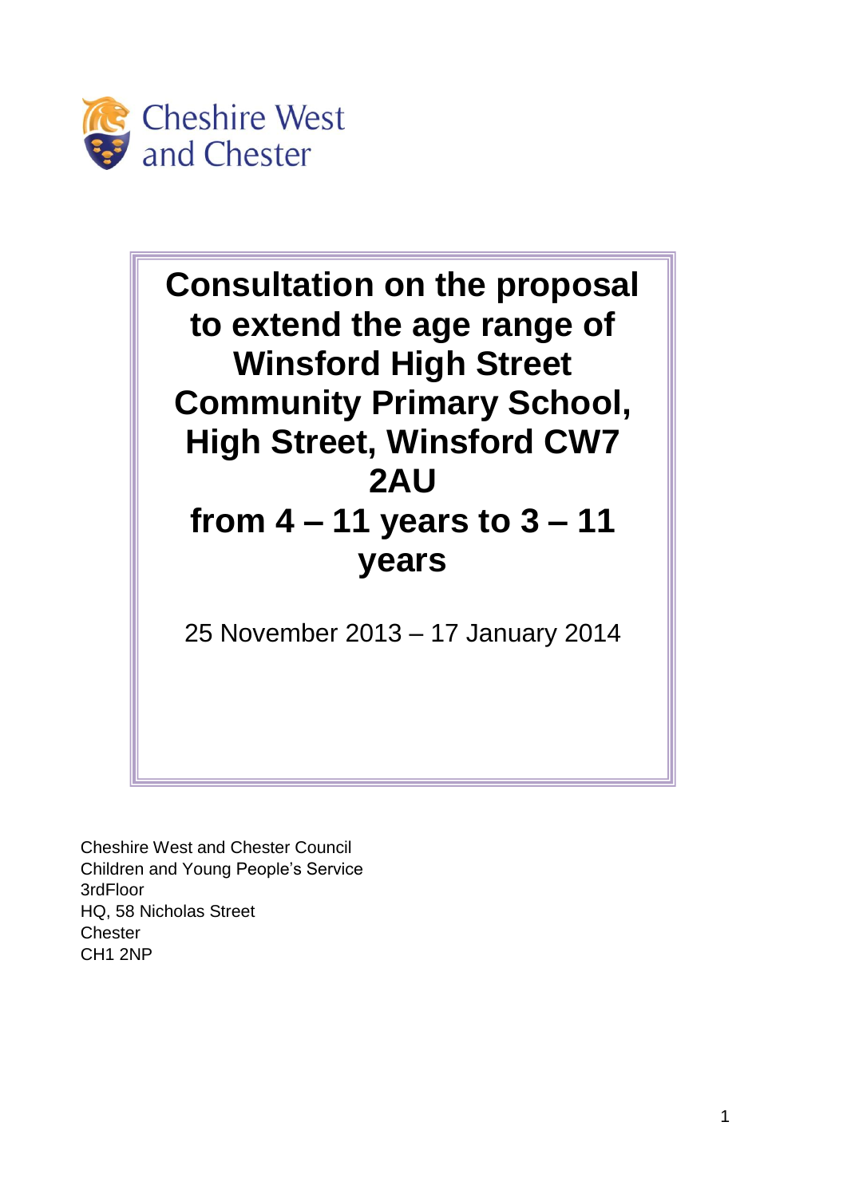Cheshire West and Chester

# Consultation on the proposal to extend the age range of Winsford High Street Community Primary School, High Street, Winsford CW7 2AU from 4 – 11 years to 3 – 11 years

25 November 2013 – 17 January 2014

Cheshire West and Chester Council
Children and Young People's Service
3rdFloor
HQ, 58 Nicholas Street
Chester
CH1 2NP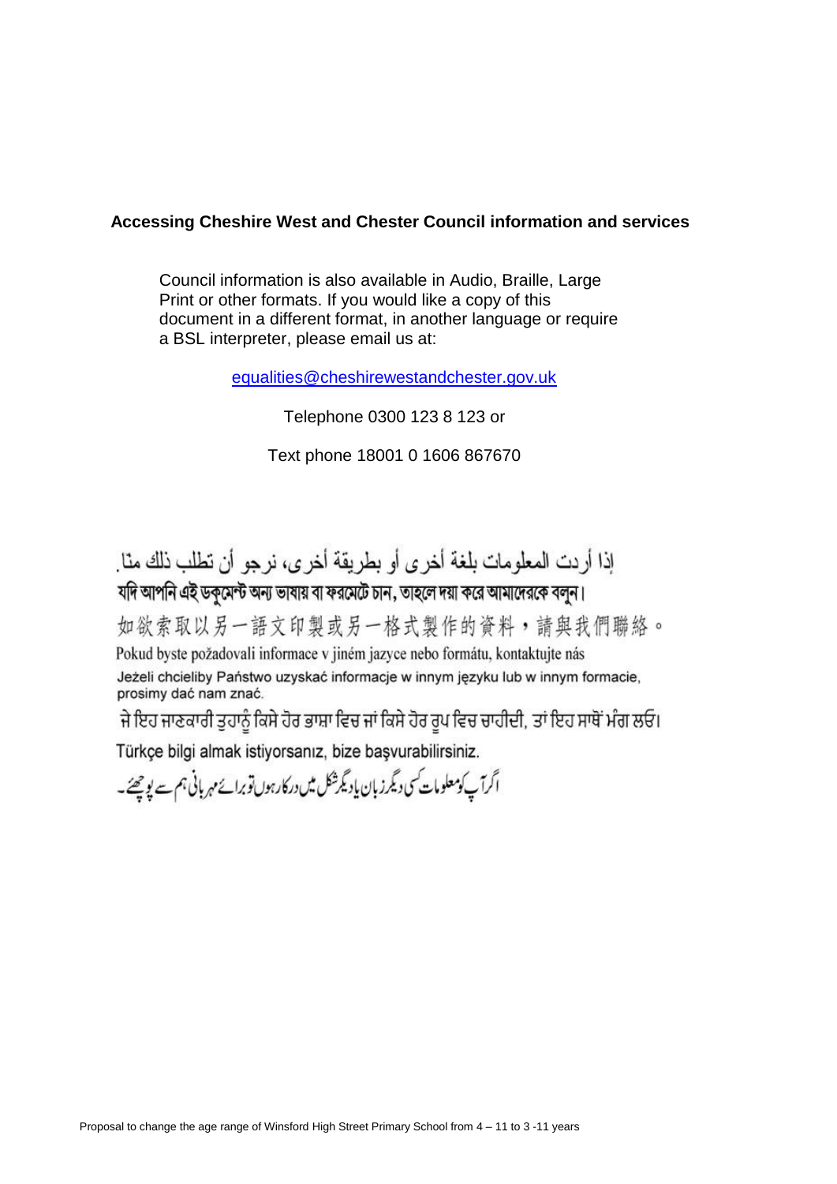**Accessing Cheshire West and Chester Council information and services**

Council information is also available in Audio, Braille, Large Print or other formats. If you would like a copy of this document in a different format, in another language or require a BSL interpreter, please email us at:

equalities@cheshirewestandchester.gov.uk

Telephone 0300 123 8 123 or

Text phone 18001 0 1606 867670

إذا أردت المعلومات بلغة أخرى أو بطريقة أخرى، نرجو أن تطلب ذلك منا.

যদি আপনি এই ডকুমেন্ট অন্য ভাষায় বা ফরমেটে চান, তাহলে দয়া করে আমাদেরকে বলুন।

如欲索取以另一語文印製或另一格式製作的資料，請與我們聯絡。

Pokud byste požadovali informace v jiném jazyce nebo formátu, kontaktujte nás

Jeżeli chcieliby Państwo uzyskać informacje w innym języku lub w innym formacie, prosimy dać nam znać.

ਜੇ ਇਹ ਜਾਣਕਾਰੀ ਤੁਹਾਨੂੰ ਕਿਸੇ ਹੋਰ ਭਾਸ਼ਾ ਵਿਚ ਜਾਂ ਕਿਸੇ ਹੋਰ ਰੂਪ ਵਿਚ ਚਾਹੀਦੀ, ਤਾਂ ਇਹ ਸਾਥੋਂ ਮੰਗ ਲਓ।

Türkçe bilgi almak istiyorsanız, bize başvurabilirsiniz.

اگر آپ کو معلومات کسی دیگر زبان یا دیگر شکل میں درکار ہوں تو برائے مہربانی ہم سے پوچھئے۔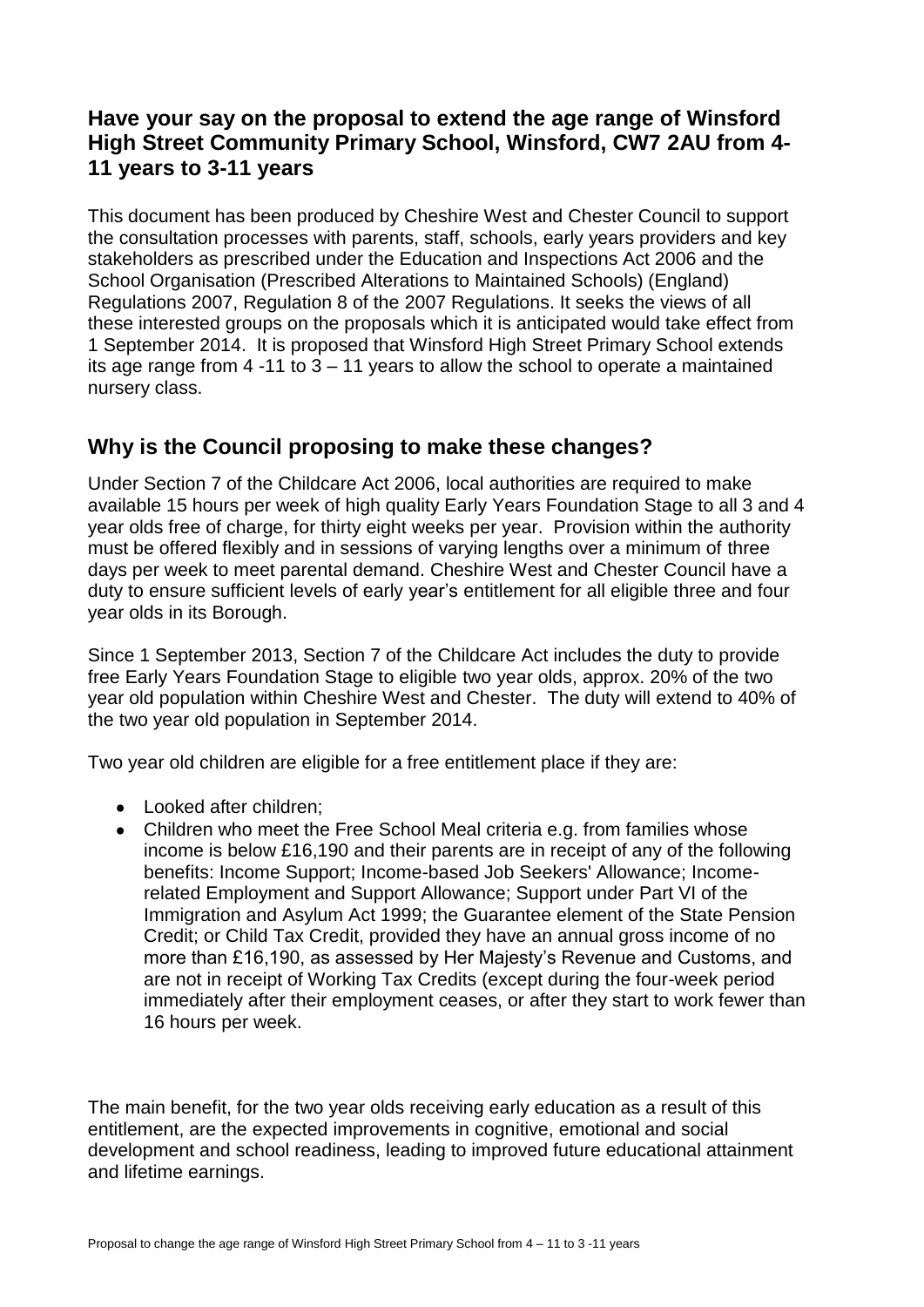## Have your say on the proposal to extend the age range of Winsford High Street Community Primary School, Winsford, CW7 2AU from 4-11 years to 3-11 years

This document has been produced by Cheshire West and Chester Council to support the consultation processes with parents, staff, schools, early years providers and key stakeholders as prescribed under the Education and Inspections Act 2006 and the School Organisation (Prescribed Alterations to Maintained Schools) (England) Regulations 2007, Regulation 8 of the 2007 Regulations. It seeks the views of all these interested groups on the proposals which it is anticipated would take effect from 1 September 2014. It is proposed that Winsford High Street Primary School extends its age range from 4 -11 to 3 – 11 years to allow the school to operate a maintained nursery class.

## Why is the Council proposing to make these changes?

Under Section 7 of the Childcare Act 2006, local authorities are required to make available 15 hours per week of high quality Early Years Foundation Stage to all 3 and 4 year olds free of charge, for thirty eight weeks per year. Provision within the authority must be offered flexibly and in sessions of varying lengths over a minimum of three days per week to meet parental demand. Cheshire West and Chester Council have a duty to ensure sufficient levels of early year's entitlement for all eligible three and four year olds in its Borough.

Since 1 September 2013, Section 7 of the Childcare Act includes the duty to provide free Early Years Foundation Stage to eligible two year olds, approx. 20% of the two year old population within Cheshire West and Chester. The duty will extend to 40% of the two year old population in September 2014.

Two year old children are eligible for a free entitlement place if they are:

- Looked after children;
- Children who meet the Free School Meal criteria e.g. from families whose income is below £16,190 and their parents are in receipt of any of the following benefits: Income Support; Income-based Job Seekers' Allowance; Income-related Employment and Support Allowance; Support under Part VI of the Immigration and Asylum Act 1999; the Guarantee element of the State Pension Credit; or Child Tax Credit, provided they have an annual gross income of no more than £16,190, as assessed by Her Majesty's Revenue and Customs, and are not in receipt of Working Tax Credits (except during the four-week period immediately after their employment ceases, or after they start to work fewer than 16 hours per week.

The main benefit, for the two year olds receiving early education as a result of this entitlement, are the expected improvements in cognitive, emotional and social development and school readiness, leading to improved future educational attainment and lifetime earnings.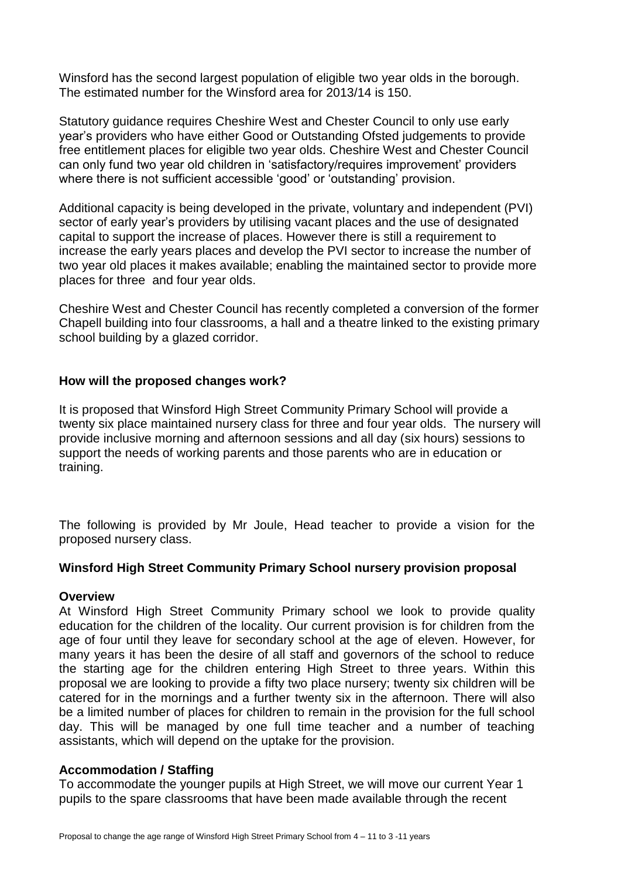Winsford has the second largest population of eligible two year olds in the borough. The estimated number for the Winsford area for 2013/14 is 150.

Statutory guidance requires Cheshire West and Chester Council to only use early year's providers who have either Good or Outstanding Ofsted judgements to provide free entitlement places for eligible two year olds. Cheshire West and Chester Council can only fund two year old children in 'satisfactory/requires improvement' providers where there is not sufficient accessible 'good' or 'outstanding' provision.

Additional capacity is being developed in the private, voluntary and independent (PVI) sector of early year's providers by utilising vacant places and the use of designated capital to support the increase of places. However there is still a requirement to increase the early years places and develop the PVI sector to increase the number of two year old places it makes available; enabling the maintained sector to provide more places for three and four year olds.

Cheshire West and Chester Council has recently completed a conversion of the former Chapell building into four classrooms, a hall and a theatre linked to the existing primary school building by a glazed corridor.

## How will the proposed changes work?

It is proposed that Winsford High Street Community Primary School will provide a twenty six place maintained nursery class for three and four year olds. The nursery will provide inclusive morning and afternoon sessions and all day (six hours) sessions to support the needs of working parents and those parents who are in education or training.

The following is provided by Mr Joule, Head teacher to provide a vision for the proposed nursery class.

## Winsford High Street Community Primary School nursery provision proposal

### Overview

At Winsford High Street Community Primary school we look to provide quality education for the children of the locality. Our current provision is for children from the age of four until they leave for secondary school at the age of eleven. However, for many years it has been the desire of all staff and governors of the school to reduce the starting age for the children entering High Street to three years. Within this proposal we are looking to provide a fifty two place nursery; twenty six children will be catered for in the mornings and a further twenty six in the afternoon. There will also be a limited number of places for children to remain in the provision for the full school day. This will be managed by one full time teacher and a number of teaching assistants, which will depend on the uptake for the provision.

### Accommodation / Staffing

To accommodate the younger pupils at High Street, we will move our current Year 1 pupils to the spare classrooms that have been made available through the recent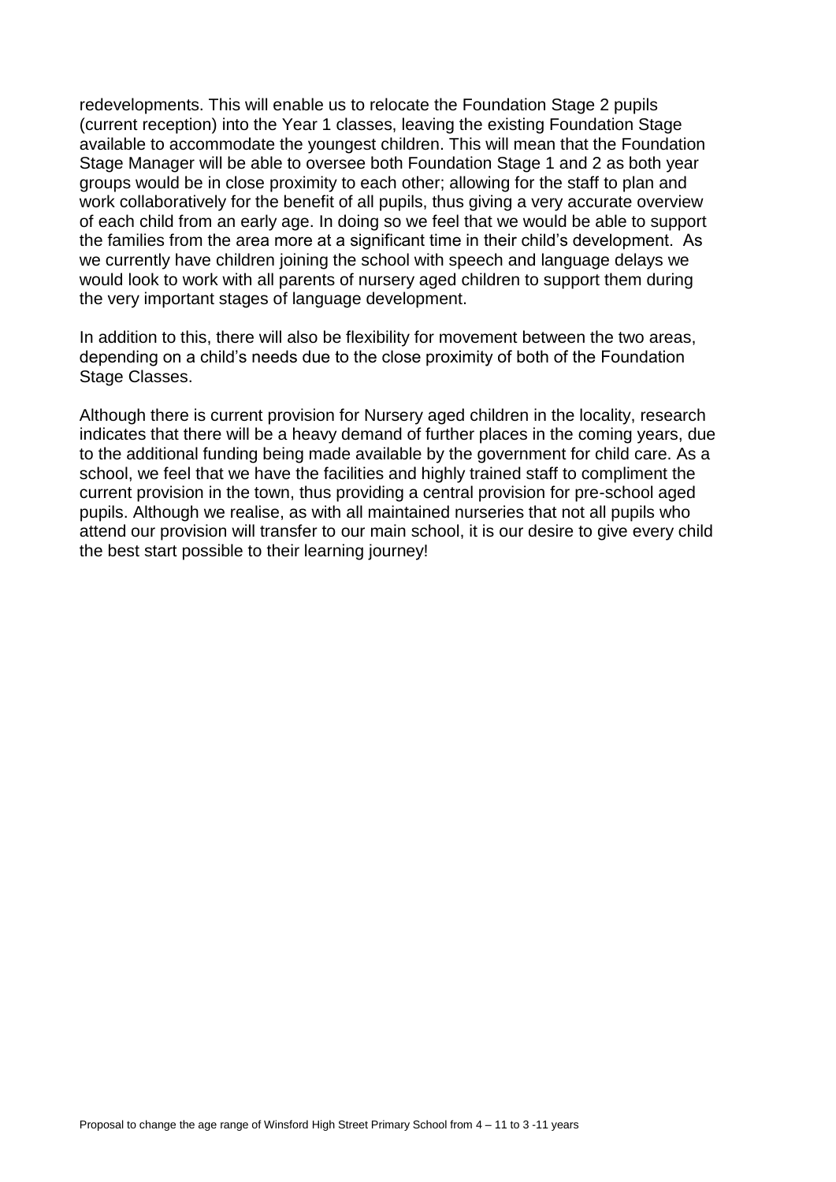redevelopments. This will enable us to relocate the Foundation Stage 2 pupils (current reception) into the Year 1 classes, leaving the existing Foundation Stage available to accommodate the youngest children. This will mean that the Foundation Stage Manager will be able to oversee both Foundation Stage 1 and 2 as both year groups would be in close proximity to each other; allowing for the staff to plan and work collaboratively for the benefit of all pupils, thus giving a very accurate overview of each child from an early age. In doing so we feel that we would be able to support the families from the area more at a significant time in their child's development. As we currently have children joining the school with speech and language delays we would look to work with all parents of nursery aged children to support them during the very important stages of language development.

In addition to this, there will also be flexibility for movement between the two areas, depending on a child's needs due to the close proximity of both of the Foundation Stage Classes.

Although there is current provision for Nursery aged children in the locality, research indicates that there will be a heavy demand of further places in the coming years, due to the additional funding being made available by the government for child care. As a school, we feel that we have the facilities and highly trained staff to compliment the current provision in the town, thus providing a central provision for pre-school aged pupils. Although we realise, as with all maintained nurseries that not all pupils who attend our provision will transfer to our main school, it is our desire to give every child the best start possible to their learning journey!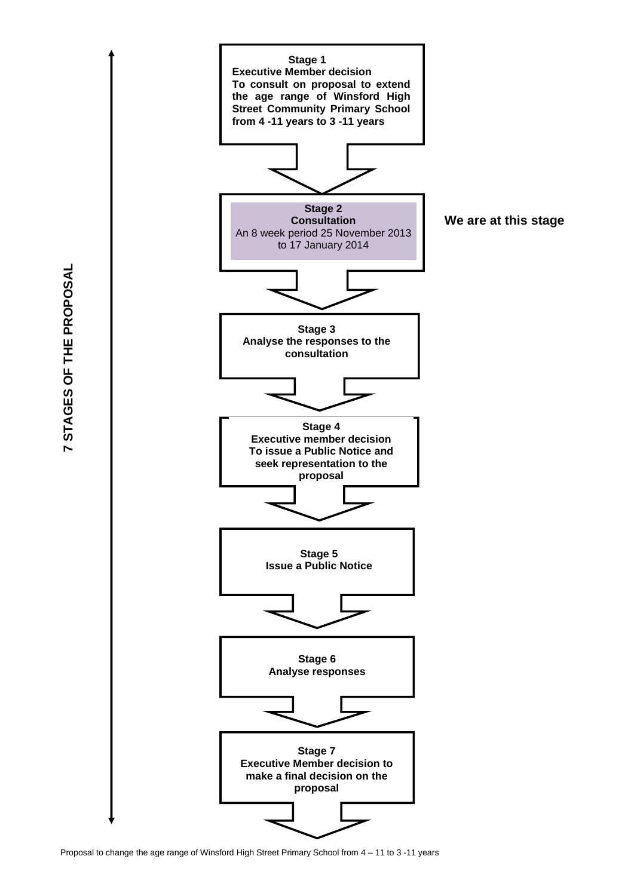**7 STAGES OF THE PROPOSAL**

**Stage 1**
**Executive Member decision**
**To consult on proposal to extend the age range of Winsford High Street Community Primary School from 4 -11 years to 3 -11 years**

↓

**Stage 2**
**Consultation**
An 8 week period 25 November 2013 to 17 January 2014

**We are at this stage**

↓

**Stage 3**
**Analyse the responses to the consultation**

↓

**Stage 4**
**Executive member decision**
**To issue a Public Notice and seek representation to the proposal**

↓

**Stage 5**
**Issue a Public Notice**

↓

**Stage 6**
**Analyse responses**

↓

**Stage 7**
**Executive Member decision to make a final decision on the proposal**

Proposal to change the age range of Winsford High Street Primary School from 4 – 11 to 3 -11 years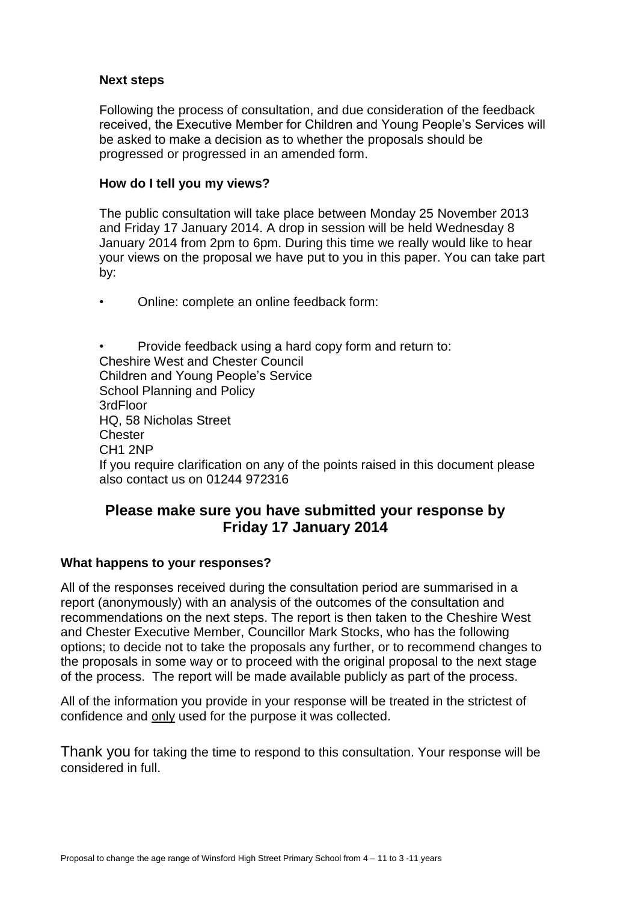### Next steps

Following the process of consultation, and due consideration of the feedback received, the Executive Member for Children and Young People's Services will be asked to make a decision as to whether the proposals should be progressed or progressed in an amended form.

### How do I tell you my views?

The public consultation will take place between Monday 25 November 2013 and Friday 17 January 2014. A drop in session will be held Wednesday 8 January 2014 from 2pm to 6pm. During this time we really would like to hear your views on the proposal we have put to you in this paper. You can take part by:

- Online: complete an online feedback form:

- Provide feedback using a hard copy form and return to:

Cheshire West and Chester Council  
Children and Young People's Service  
School Planning and Policy  
3rdFloor  
HQ, 58 Nicholas Street  
Chester  
CH1 2NP  
If you require clarification on any of the points raised in this document please also contact us on 01244 972316

## Please make sure you have submitted your response by Friday 17 January 2014

### What happens to your responses?

All of the responses received during the consultation period are summarised in a report (anonymously) with an analysis of the outcomes of the consultation and recommendations on the next steps. The report is then taken to the Cheshire West and Chester Executive Member, Councillor Mark Stocks, who has the following options; to decide not to take the proposals any further, or to recommend changes to the proposals in some way or to proceed with the original proposal to the next stage of the process. The report will be made available publicly as part of the process.

All of the information you provide in your response will be treated in the strictest of confidence and <u>only</u> used for the purpose it was collected.

Thank you for taking the time to respond to this consultation. Your response will be considered in full.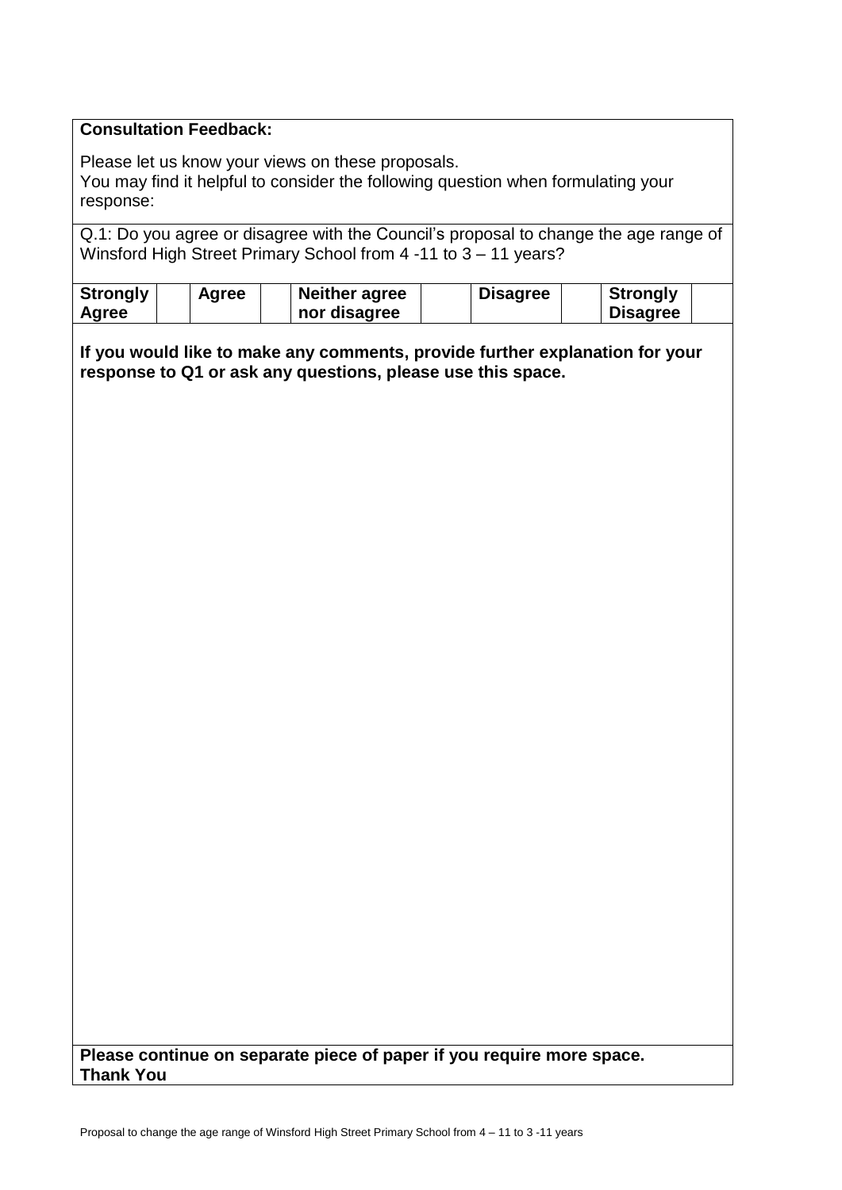**Consultation Feedback:**

Please let us know your views on these proposals.
You may find it helpful to consider the following question when formulating your response:

Q.1: Do you agree or disagree with the Council's proposal to change the age range of Winsford High Street Primary School from 4 -11 to 3 – 11 years?

| **Strongly Agree** | | **Agree** | | **Neither agree nor disagree** | | **Disagree** | | **Strongly Disagree** | |
|---|---|---|---|---|---|---|---|---|---|

**If you would like to make any comments, provide further explanation for your response to Q1 or ask any questions, please use this space.**

**Please continue on separate piece of paper if you require more space.**
**Thank You**

Proposal to change the age range of Winsford High Street Primary School from 4 – 11 to 3 -11 years